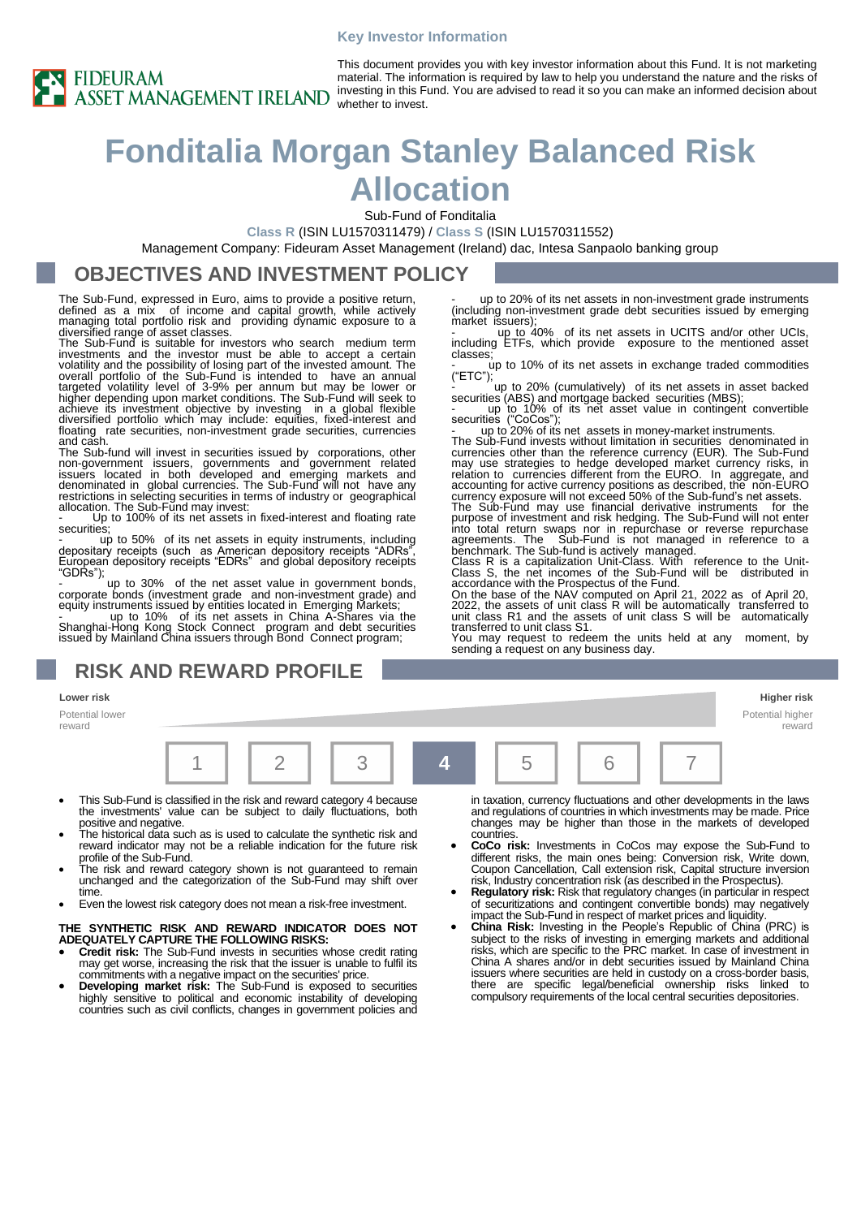Key Investor Information

FIDEURAM ASSET MANAGEMENT IRELAND

This document provides you with key investor information about this Fund. It is not marketing material. The information is required by law to help you understand the nature and the risks of investing in this Fund. You are advised to read it so you can make an informed decision about whether to invest.

# Fonditalia Morgan Stanley Balanced Risk Allocation

Sub-Fund of Fonditalia

**Class R** (ISIN LU1570311479) / **Class S** (ISIN LU1570311552)

Management Company: Fideuram Asset Management (Ireland) dac, Intesa Sanpaolo banking group

## OBJECTIVES AND INVESTMENT POLICY

The Sub-Fund, expressed in Euro, aims to provide a positive return, defined as a mix of income and capital growth, while actively managing total portfolio risk and providing dynamic exposure to a diversified range of asset classes.

The Sub-Fund is suitable for investors who search medium term investments and the investor must be able to accept a certain volatility and the possibility of losing part of the invested amount. The overall portfolio of the Sub-Fund is intended to have an annual targeted volatility level of 3-9% per annum but may be lower or higher depending upon market conditions. The Sub-Fund will seek to achieve its investment objective by investing in a global flexible diversified portfolio which may include: equities, fixed-interest and floating rate securities, non-investment grade securities, currencies and cash.

The Sub-fund will invest in securities issued by corporations, other non-government issuers, governments and government related issuers located in both developed and emerging markets and denominated in global currencies. The Sub-Fund will not have any restrictions in selecting securities in terms of industry or geographical allocation. The Sub-Fund may invest:

- Up to 100% of its net assets in fixed-interest and floating rate securities;
- up to 50% of its net assets in equity instruments, including depositary receipts (such as American depository receipts "ADRs", European depository receipts "EDRs" and global depository receipts "GDRs");
- up to 30% of the net asset value in government bonds, corporate bonds (investment grade and non-investment grade) and equity instruments issued by entities located in Emerging Markets;
- up to 10% of its net assets in China A-Shares via the Shanghai-Hong Kong Stock Connect program and debt securities issued by Mainland China issuers through Bond Connect program;
- up to 20% of its net assets in non-investment grade instruments (including non-investment grade debt securities issued by emerging market issuers);
- up to 40% of its net assets in UCITS and/or other UCIs, including ETFs, which provide exposure to the mentioned asset classes;
- up to 10% of its net assets in exchange traded commodities ("ETC");
- up to 20% (cumulatively) of its net assets in asset backed securities (ABS) and mortgage backed securities (MBS);
- up to 10% of its net asset value in contingent convertible securities ("CoCos");
- up to 20% of its net assets in money-market instruments.

The Sub-Fund invests without limitation in securities denominated in currencies other than the reference currency (EUR). The Sub-Fund may use strategies to hedge developed market currency risks, in relation to currencies different from the EURO. In aggregate, and accounting for active currency positions as described, the non-EURO currency exposure will not exceed 50% of the Sub-fund's net assets.

The Sub-Fund may use financial derivative instruments for the purpose of investment and risk hedging. The Sub-Fund will not enter into total return swaps nor in repurchase or reverse repurchase agreements. The Sub-Fund is not managed in reference to a benchmark. The Sub-fund is actively managed.

Class R is a capitalization Unit-Class. With reference to the Unit-Class S, the net incomes of the Sub-Fund will be distributed in accordance with the Prospectus of the Fund.

On the base of the NAV computed on April 21, 2022 as of April 20, 2022, the assets of unit class R will be automatically transferred to unit class R1 and the assets of unit class S will be automatically transferred to unit class S1.

You may request to redeem the units held at any moment, by sending a request on any business day.

## RISK AND REWARD PROFILE

| Lower risk<br>Potential lower reward | | | | | | Higher risk<br>Potential higher reward |
|---|---|---|---|---|---|---|
| 1 | 2 | 3 | **4** | 5 | 6 | 7 |

- This Sub-Fund is classified in the risk and reward category 4 because the investments' value can be subject to daily fluctuations, both positive and negative.
- The historical data such as is used to calculate the synthetic risk and reward indicator may not be a reliable indication for the future risk profile of the Sub-Fund.
- The risk and reward category shown is not guaranteed to remain unchanged and the categorization of the Sub-Fund may shift over time.
- Even the lowest risk category does not mean a risk-free investment.

**THE SYNTHETIC RISK AND REWARD INDICATOR DOES NOT ADEQUATELY CAPTURE THE FOLLOWING RISKS:**

- **Credit risk:** The Sub-Fund invests in securities whose credit rating may get worse, increasing the risk that the issuer is unable to fulfil its commitments with a negative impact on the securities' price.
- **Developing market risk:** The Sub-Fund is exposed to securities highly sensitive to political and economic instability of developing countries such as civil conflicts, changes in government policies and in taxation, currency fluctuations and other developments in the laws and regulations of countries in which investments may be made. Price changes may be higher than those in the markets of developed countries.
- **CoCo risk:** Investments in CoCos may expose the Sub-Fund to different risks, the main ones being: Conversion risk, Write down, Coupon Cancellation, Call extension risk, Capital structure inversion risk, Industry concentration risk (as described in the Prospectus).
- **Regulatory risk:** Risk that regulatory changes (in particular in respect of securitizations and contingent convertible bonds) may negatively impact the Sub-Fund in respect of market prices and liquidity.
- **China Risk:** Investing in the People's Republic of China (PRC) is subject to the risks of investing in emerging markets and additional risks, which are specific to the PRC market. In case of investment in China A shares and/or in debt securities issued by Mainland China issuers where securities are held in custody on a cross-border basis, there are specific legal/beneficial ownership risks linked to compulsory requirements of the local central securities depositories.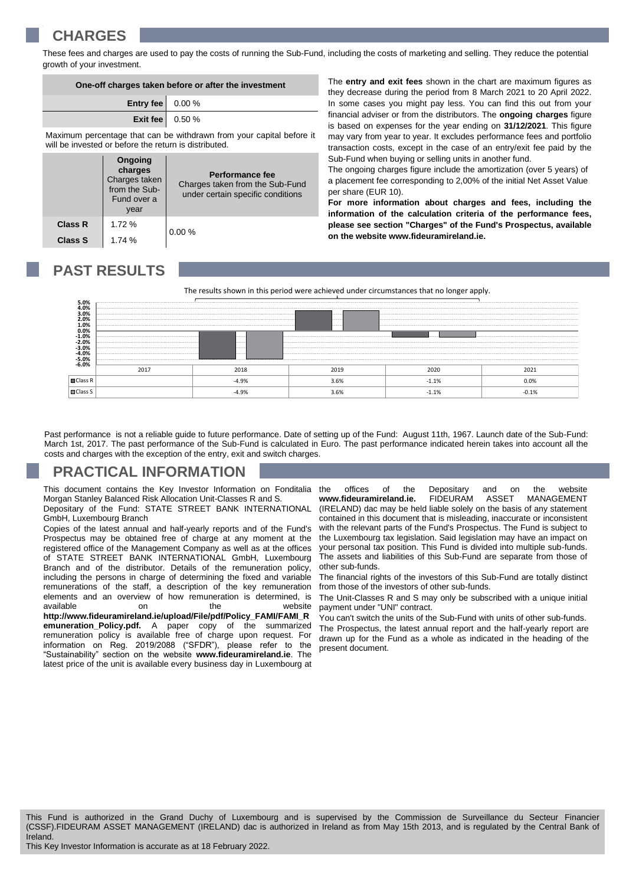## CHARGES

These fees and charges are used to pay the costs of running the Sub-Fund, including the costs of marketing and selling. They reduce the potential growth of your investment.

| One-off charges taken before or after the investment | |
|---|---|
| **Entry fee** | 0.00 % |
| **Exit fee** | 0.50 % |

Maximum percentage that can be withdrawn from your capital before it will be invested or before the return is distributed.

| | Ongoing charges<br>Charges taken from the Sub-Fund over a year | Performance fee<br>Charges taken from the Sub-Fund under certain specific conditions |
|---|---|---|
| **Class R** | 1.72 % | 0.00 % |
| **Class S** | 1.74 % | |

The **entry and exit fees** shown in the chart are maximum figures as they decrease during the period from 8 March 2021 to 20 April 2022. In some cases you might pay less. You can find this out from your financial adviser or from the distributors. The **ongoing charges** figure is based on expenses for the year ending on **31/12/2021**. This figure may vary from year to year. It excludes performance fees and portfolio transaction costs, except in the case of an entry/exit fee paid by the Sub-Fund when buying or selling units in another fund.

The ongoing charges figure include the amortization (over 5 years) of a placement fee corresponding to 2,00% of the initial Net Asset Value per share (EUR 10).

**For more information about charges and fees, including the information of the calculation criteria of the performance fees, please see section "Charges" of the Fund's Prospectus, available on the website www.fideuramireland.ie.**

## PAST RESULTS

The results shown in this period were achieved under circumstances that no longer apply.

5.0%
4.0%
3.0%
2.0%
1.0%
0.0%
-1.0%
-2.0%
-3.0%
-4.0%
-5.0%
-6.0%

2017 2018 2019 2020 2021

Class R -4.9% 3.6% -1.1% 0.0%

Class S -4.9% 3.6% -1.1% -0.1%

Past performance is not a reliable guide to future performance. Date of setting up of the Fund: August 11th, 1967. Launch date of the Sub-Fund: March 1st, 2017. The past performance of the Sub-Fund is calculated in Euro. The past performance indicated herein takes into account all the costs and charges with the exception of the entry, exit and switch charges.

## PRACTICAL INFORMATION

This document contains the Key Investor Information on Fonditalia Morgan Stanley Balanced Risk Allocation Unit-Classes R and S.

Depositary of the Fund: STATE STREET BANK INTERNATIONAL GmbH, Luxembourg Branch

Copies of the latest annual and half-yearly reports and of the Fund's Prospectus may be obtained free of charge at any moment at the registered office of the Management Company as well as at the offices of STATE STREET BANK INTERNATIONAL GmbH, Luxembourg Branch and of the distributor. Details of the remuneration policy, including the persons in charge of determining the fixed and variable remunerations of the staff, a description of the key remuneration elements and an overview of how remuneration is determined, is available on the website **http://www.fideuramireland.ie/upload/File/pdf/Policy_FAMI/FAMI_Remuneration_Policy.pdf.** A paper copy of the summarized remuneration policy is available free of charge upon request. For information on Reg. 2019/2088 ("SFDR"), please refer to the "Sustainability" section on the website **www.fideuramireland.ie**. The latest price of the unit is available every business day in Luxembourg at the offices of the Depositary and on the website **www.fideuramireland.ie.** FIDEURAM ASSET MANAGEMENT (IRELAND) dac may be held liable solely on the basis of any statement contained in this document that is misleading, inaccurate or inconsistent with the relevant parts of the Fund's Prospectus. The Fund is subject to the Luxembourg tax legislation. Said legislation may have an impact on your personal tax position. This Fund is divided into multiple sub-funds. The assets and liabilities of this Sub-Fund are separate from those of other sub-funds.

The financial rights of the investors of this Sub-Fund are totally distinct from those of the investors of other sub-funds.

The Unit-Classes R and S may only be subscribed with a unique initial payment under "UNI" contract.

You can't switch the units of the Sub-Fund with units of other sub-funds.

The Prospectus, the latest annual report and the half-yearly report are drawn up for the Fund as a whole as indicated in the heading of the present document.

This Fund is authorized in the Grand Duchy of Luxembourg and is supervised by the Commission de Surveillance du Secteur Financier (CSSF).FIDEURAM ASSET MANAGEMENT (IRELAND) dac is authorized in Ireland as from May 15th 2013, and is regulated by the Central Bank of Ireland.

This Key Investor Information is accurate as at 18 February 2022.